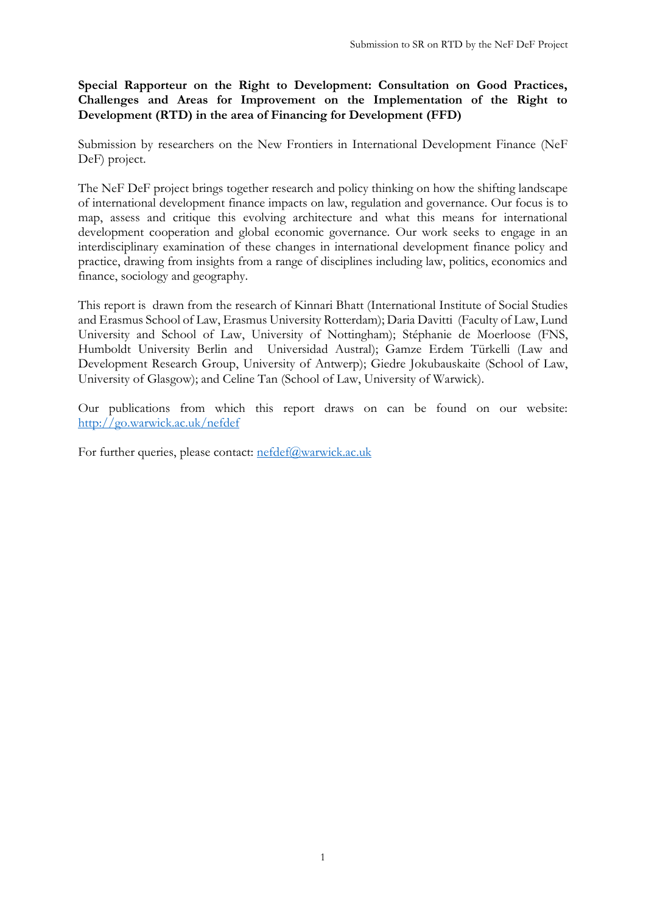**Special Rapporteur on the Right to Development: Consultation on Good Practices, Challenges and Areas for Improvement on the Implementation of the Right to Development (RTD) in the area of Financing for Development (FFD)**

Submission by researchers on the New Frontiers in International Development Finance (NeF DeF) project.

The NeF DeF project brings together research and policy thinking on how the shifting landscape of international development finance impacts on law, regulation and governance. Our focus is to map, assess and critique this evolving architecture and what this means for international development cooperation and global economic governance. Our work seeks to engage in an interdisciplinary examination of these changes in international development finance policy and practice, drawing from insights from a range of disciplines including law, politics, economics and finance, sociology and geography.

This report is drawn from the research of Kinnari Bhatt (International Institute of Social Studies and Erasmus School of Law, Erasmus University Rotterdam); Daria Davitti (Faculty of Law, Lund University and School of Law, University of Nottingham); Stéphanie de Moerloose (FNS, Humboldt University Berlin and Universidad Austral); Gamze Erdem Türkelli (Law and Development Research Group, University of Antwerp); Giedre Jokubauskaite (School of Law, University of Glasgow); and Celine Tan (School of Law, University of Warwick).

Our publications from which this report draws on can be found on our website: [http://go.warwick.ac.uk/nefdef](http://go.warwick.ac.uk/nefdef)

For further queries, please contact: [nefdef@warwick.ac.uk](mailto:nefdef@warwick.ac.uk)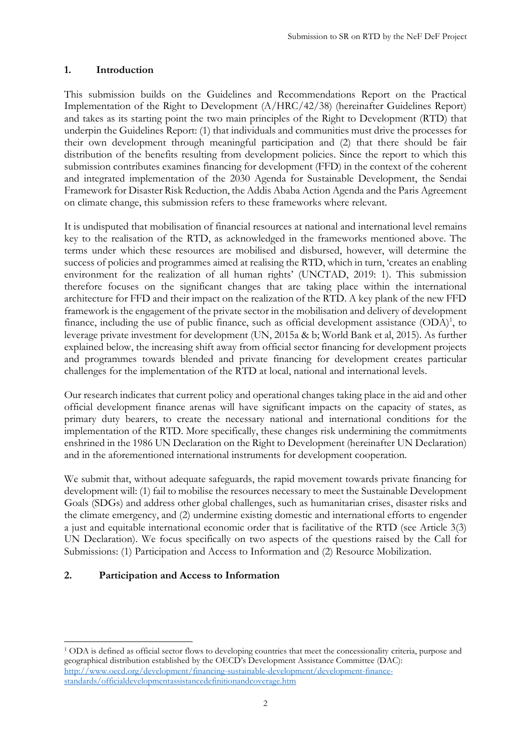## 1. Introduction

This submission builds on the Guidelines and Recommendations Report on the Practical Implementation of the Right to Development (A/HRC/42/38) (hereinafter Guidelines Report) and takes as its starting point the two main principles of the Right to Development (RTD) that underpin the Guidelines Report: (1) that individuals and communities must drive the processes for their own development through meaningful participation and (2) that there should be fair distribution of the benefits resulting from development policies. Since the report to which this submission contributes examines financing for development (FFD) in the context of the coherent and integrated implementation of the 2030 Agenda for Sustainable Development, the Sendai Framework for Disaster Risk Reduction, the Addis Ababa Action Agenda and the Paris Agreement on climate change, this submission refers to these frameworks where relevant.

It is undisputed that mobilisation of financial resources at national and international level remains key to the realisation of the RTD, as acknowledged in the frameworks mentioned above. The terms under which these resources are mobilised and disbursed, however, will determine the success of policies and programmes aimed at realising the RTD, which in turn, 'creates an enabling environment for the realization of all human rights' (UNCTAD, 2019: 1). This submission therefore focuses on the significant changes that are taking place within the international architecture for FFD and their impact on the realization of the RTD. A key plank of the new FFD framework is the engagement of the private sector in the mobilisation and delivery of development finance, including the use of public finance, such as official development assistance (ODA)[1], to leverage private investment for development (UN, 2015a & b; World Bank et al, 2015). As further explained below, the increasing shift away from official sector financing for development projects and programmes towards blended and private financing for development creates particular challenges for the implementation of the RTD at local, national and international levels.

Our research indicates that current policy and operational changes taking place in the aid and other official development finance arenas will have significant impacts on the capacity of states, as primary duty bearers, to create the necessary national and international conditions for the implementation of the RTD. More specifically, these changes risk undermining the commitments enshrined in the 1986 UN Declaration on the Right to Development (hereinafter UN Declaration) and in the aforementioned international instruments for development cooperation.

We submit that, without adequate safeguards, the rapid movement towards private financing for development will: (1) fail to mobilise the resources necessary to meet the Sustainable Development Goals (SDGs) and address other global challenges, such as humanitarian crises, disaster risks and the climate emergency, and (2) undermine existing domestic and international efforts to engender a just and equitable international economic order that is facilitative of the RTD (see Article 3(3) UN Declaration). We focus specifically on two aspects of the questions raised by the Call for Submissions: (1) Participation and Access to Information and (2) Resource Mobilization.

## 2. Participation and Access to Information

[1] ODA is defined as official sector flows to developing countries that meet the concessionality criteria, purpose and geographical distribution established by the OECD's Development Assistance Committee (DAC): http://www.oecd.org/development/financing-sustainable-development/development-finance-standards/officialdevelopmentassistancedefinitionandcoverage.htm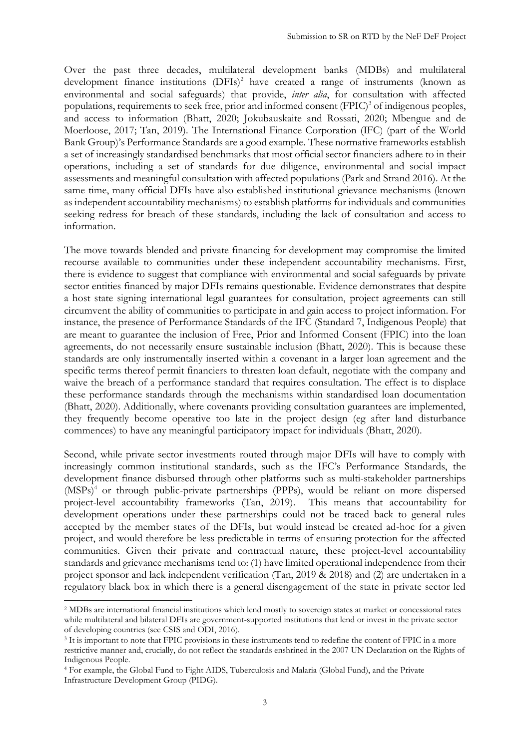Over the past three decades, multilateral development banks (MDBs) and multilateral development finance institutions (DFIs)[2] have created a range of instruments (known as environmental and social safeguards) that provide, *inter alia*, for consultation with affected populations, requirements to seek free, prior and informed consent (FPIC)[3] of indigenous peoples, and access to information (Bhatt, 2020; Jokubauskaite and Rossati, 2020; Mbengue and de Moerloose, 2017; Tan, 2019). The International Finance Corporation (IFC) (part of the World Bank Group)'s Performance Standards are a good example. These normative frameworks establish a set of increasingly standardised benchmarks that most official sector financiers adhere to in their operations, including a set of standards for due diligence, environmental and social impact assessments and meaningful consultation with affected populations (Park and Strand 2016). At the same time, many official DFIs have also established institutional grievance mechanisms (known as independent accountability mechanisms) to establish platforms for individuals and communities seeking redress for breach of these standards, including the lack of consultation and access to information.

The move towards blended and private financing for development may compromise the limited recourse available to communities under these independent accountability mechanisms. First, there is evidence to suggest that compliance with environmental and social safeguards by private sector entities financed by major DFIs remains questionable. Evidence demonstrates that despite a host state signing international legal guarantees for consultation, project agreements can still circumvent the ability of communities to participate in and gain access to project information. For instance, the presence of Performance Standards of the IFC (Standard 7, Indigenous People) that are meant to guarantee the inclusion of Free, Prior and Informed Consent (FPIC) into the loan agreements, do not necessarily ensure sustainable inclusion (Bhatt, 2020). This is because these standards are only instrumentally inserted within a covenant in a larger loan agreement and the specific terms thereof permit financiers to threaten loan default, negotiate with the company and waive the breach of a performance standard that requires consultation. The effect is to displace these performance standards through the mechanisms within standardised loan documentation (Bhatt, 2020). Additionally, where covenants providing consultation guarantees are implemented, they frequently become operative too late in the project design (eg after land disturbance commences) to have any meaningful participatory impact for individuals (Bhatt, 2020).

Second, while private sector investments routed through major DFIs will have to comply with increasingly common institutional standards, such as the IFC's Performance Standards, the development finance disbursed through other platforms such as multi-stakeholder partnerships (MSPs)[4] or through public-private partnerships (PPPs), would be reliant on more dispersed project-level accountability frameworks (Tan, 2019). This means that accountability for development operations under these partnerships could not be traced back to general rules accepted by the member states of the DFIs, but would instead be created ad-hoc for a given project, and would therefore be less predictable in terms of ensuring protection for the affected communities. Given their private and contractual nature, these project-level accountability standards and grievance mechanisms tend to: (1) have limited operational independence from their project sponsor and lack independent verification (Tan, 2019 & 2018) and (2) are undertaken in a regulatory black box in which there is a general disengagement of the state in private sector led

---

[2] MDBs are international financial institutions which lend mostly to sovereign states at market or concessional rates while multilateral and bilateral DFIs are government-supported institutions that lend or invest in the private sector of developing countries (see CSIS and ODI, 2016).

[3] It is important to note that FPIC provisions in these instruments tend to redefine the content of FPIC in a more restrictive manner and, crucially, do not reflect the standards enshrined in the 2007 UN Declaration on the Rights of Indigenous People.

[4] For example, the Global Fund to Fight AIDS, Tuberculosis and Malaria (Global Fund), and the Private Infrastructure Development Group (PIDG).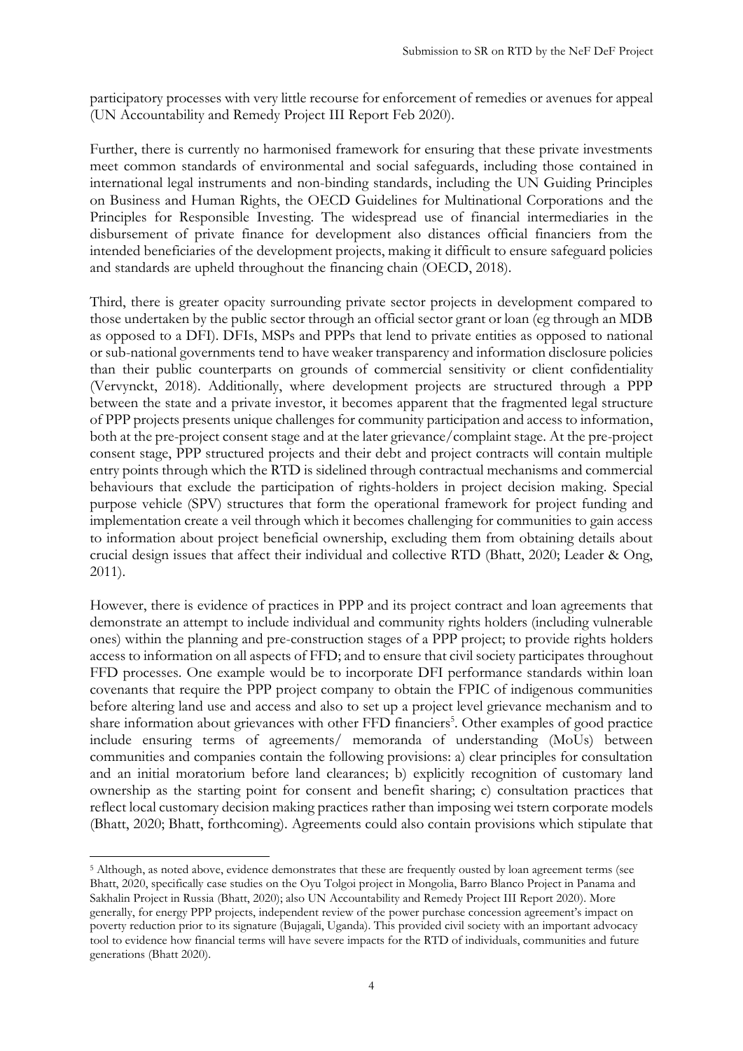participatory processes with very little recourse for enforcement of remedies or avenues for appeal (UN Accountability and Remedy Project III Report Feb 2020).

Further, there is currently no harmonised framework for ensuring that these private investments meet common standards of environmental and social safeguards, including those contained in international legal instruments and non-binding standards, including the UN Guiding Principles on Business and Human Rights, the OECD Guidelines for Multinational Corporations and the Principles for Responsible Investing. The widespread use of financial intermediaries in the disbursement of private finance for development also distances official financiers from the intended beneficiaries of the development projects, making it difficult to ensure safeguard policies and standards are upheld throughout the financing chain (OECD, 2018).

Third, there is greater opacity surrounding private sector projects in development compared to those undertaken by the public sector through an official sector grant or loan (eg through an MDB as opposed to a DFI). DFIs, MSPs and PPPs that lend to private entities as opposed to national or sub-national governments tend to have weaker transparency and information disclosure policies than their public counterparts on grounds of commercial sensitivity or client confidentiality (Vervynckt, 2018). Additionally, where development projects are structured through a PPP between the state and a private investor, it becomes apparent that the fragmented legal structure of PPP projects presents unique challenges for community participation and access to information, both at the pre-project consent stage and at the later grievance/complaint stage. At the pre-project consent stage, PPP structured projects and their debt and project contracts will contain multiple entry points through which the RTD is sidelined through contractual mechanisms and commercial behaviours that exclude the participation of rights-holders in project decision making. Special purpose vehicle (SPV) structures that form the operational framework for project funding and implementation create a veil through which it becomes challenging for communities to gain access to information about project beneficial ownership, excluding them from obtaining details about crucial design issues that affect their individual and collective RTD (Bhatt, 2020; Leader & Ong, 2011).

However, there is evidence of practices in PPP and its project contract and loan agreements that demonstrate an attempt to include individual and community rights holders (including vulnerable ones) within the planning and pre-construction stages of a PPP project; to provide rights holders access to information on all aspects of FFD; and to ensure that civil society participates throughout FFD processes. One example would be to incorporate DFI performance standards within loan covenants that require the PPP project company to obtain the FPIC of indigenous communities before altering land use and access and also to set up a project level grievance mechanism and to share information about grievances with other FFD financiers[5]. Other examples of good practice include ensuring terms of agreements/ memoranda of understanding (MoUs) between communities and companies contain the following provisions: a) clear principles for consultation and an initial moratorium before land clearances; b) explicitly recognition of customary land ownership as the starting point for consent and benefit sharing; c) consultation practices that reflect local customary decision making practices rather than imposing wei tstern corporate models (Bhatt, 2020; Bhatt, forthcoming). Agreements could also contain provisions which stipulate that

[5] Although, as noted above, evidence demonstrates that these are frequently ousted by loan agreement terms (see Bhatt, 2020, specifically case studies on the Oyu Tolgoi project in Mongolia, Barro Blanco Project in Panama and Sakhalin Project in Russia (Bhatt, 2020); also UN Accountability and Remedy Project III Report 2020). More generally, for energy PPP projects, independent review of the power purchase concession agreement's impact on poverty reduction prior to its signature (Bujagali, Uganda). This provided civil society with an important advocacy tool to evidence how financial terms will have severe impacts for the RTD of individuals, communities and future generations (Bhatt 2020).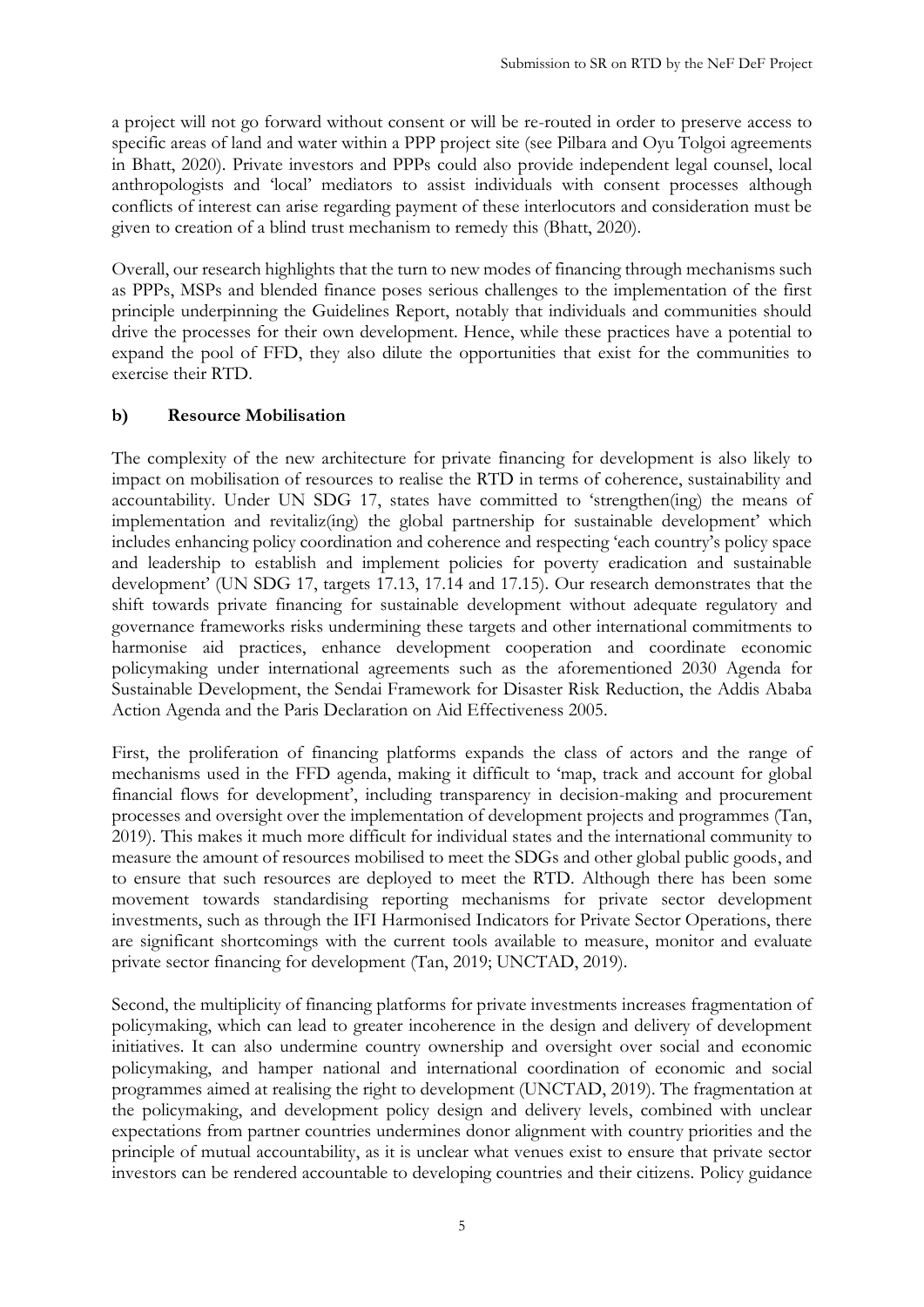a project will not go forward without consent or will be re-routed in order to preserve access to specific areas of land and water within a PPP project site (see Pilbara and Oyu Tolgoi agreements in Bhatt, 2020). Private investors and PPPs could also provide independent legal counsel, local anthropologists and 'local' mediators to assist individuals with consent processes although conflicts of interest can arise regarding payment of these interlocutors and consideration must be given to creation of a blind trust mechanism to remedy this (Bhatt, 2020).

Overall, our research highlights that the turn to new modes of financing through mechanisms such as PPPs, MSPs and blended finance poses serious challenges to the implementation of the first principle underpinning the Guidelines Report, notably that individuals and communities should drive the processes for their own development. Hence, while these practices have a potential to expand the pool of FFD, they also dilute the opportunities that exist for the communities to exercise their RTD.

### b) Resource Mobilisation

The complexity of the new architecture for private financing for development is also likely to impact on mobilisation of resources to realise the RTD in terms of coherence, sustainability and accountability. Under UN SDG 17, states have committed to 'strengthen(ing) the means of implementation and revitaliz(ing) the global partnership for sustainable development' which includes enhancing policy coordination and coherence and respecting 'each country's policy space and leadership to establish and implement policies for poverty eradication and sustainable development' (UN SDG 17, targets 17.13, 17.14 and 17.15). Our research demonstrates that the shift towards private financing for sustainable development without adequate regulatory and governance frameworks risks undermining these targets and other international commitments to harmonise aid practices, enhance development cooperation and coordinate economic policymaking under international agreements such as the aforementioned 2030 Agenda for Sustainable Development, the Sendai Framework for Disaster Risk Reduction, the Addis Ababa Action Agenda and the Paris Declaration on Aid Effectiveness 2005.

First, the proliferation of financing platforms expands the class of actors and the range of mechanisms used in the FFD agenda, making it difficult to 'map, track and account for global financial flows for development', including transparency in decision-making and procurement processes and oversight over the implementation of development projects and programmes (Tan, 2019). This makes it much more difficult for individual states and the international community to measure the amount of resources mobilised to meet the SDGs and other global public goods, and to ensure that such resources are deployed to meet the RTD. Although there has been some movement towards standardising reporting mechanisms for private sector development investments, such as through the IFI Harmonised Indicators for Private Sector Operations, there are significant shortcomings with the current tools available to measure, monitor and evaluate private sector financing for development (Tan, 2019; UNCTAD, 2019).

Second, the multiplicity of financing platforms for private investments increases fragmentation of policymaking, which can lead to greater incoherence in the design and delivery of development initiatives. It can also undermine country ownership and oversight over social and economic policymaking, and hamper national and international coordination of economic and social programmes aimed at realising the right to development (UNCTAD, 2019). The fragmentation at the policymaking, and development policy design and delivery levels, combined with unclear expectations from partner countries undermines donor alignment with country priorities and the principle of mutual accountability, as it is unclear what venues exist to ensure that private sector investors can be rendered accountable to developing countries and their citizens. Policy guidance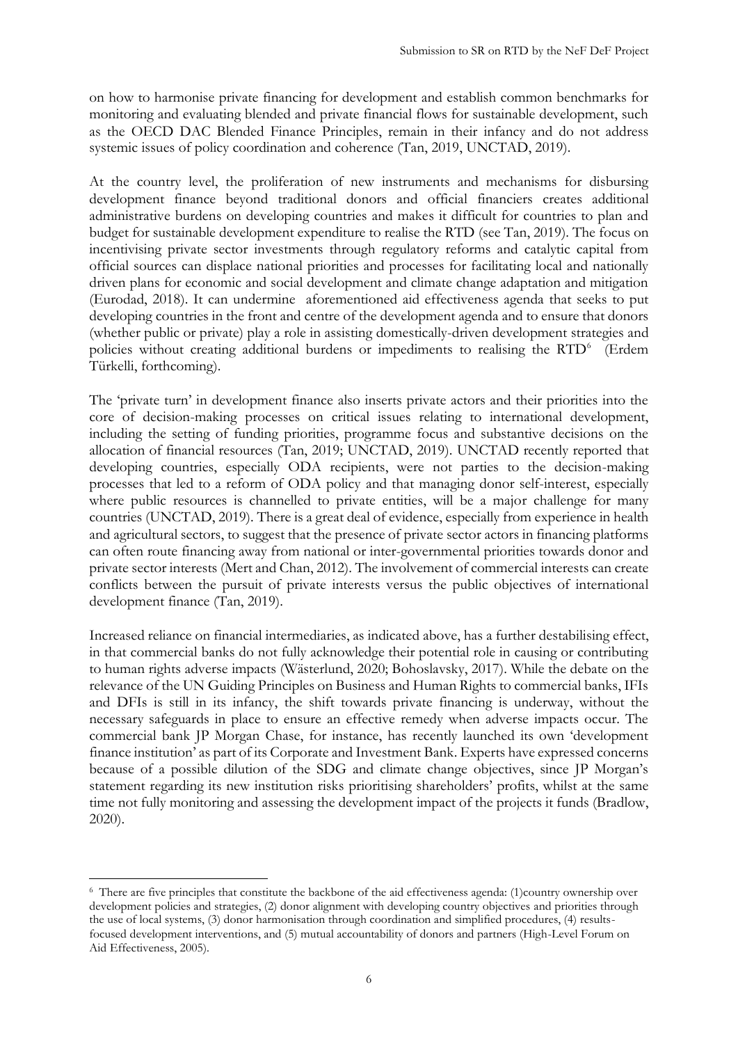on how to harmonise private financing for development and establish common benchmarks for monitoring and evaluating blended and private financial flows for sustainable development, such as the OECD DAC Blended Finance Principles, remain in their infancy and do not address systemic issues of policy coordination and coherence (Tan, 2019, UNCTAD, 2019).

At the country level, the proliferation of new instruments and mechanisms for disbursing development finance beyond traditional donors and official financiers creates additional administrative burdens on developing countries and makes it difficult for countries to plan and budget for sustainable development expenditure to realise the RTD (see Tan, 2019). The focus on incentivising private sector investments through regulatory reforms and catalytic capital from official sources can displace national priorities and processes for facilitating local and nationally driven plans for economic and social development and climate change adaptation and mitigation (Eurodad, 2018). It can undermine aforementioned aid effectiveness agenda that seeks to put developing countries in the front and centre of the development agenda and to ensure that donors (whether public or private) play a role in assisting domestically-driven development strategies and policies without creating additional burdens or impediments to realising the RTD[6] (Erdem Türkelli, forthcoming).

The 'private turn' in development finance also inserts private actors and their priorities into the core of decision-making processes on critical issues relating to international development, including the setting of funding priorities, programme focus and substantive decisions on the allocation of financial resources (Tan, 2019; UNCTAD, 2019). UNCTAD recently reported that developing countries, especially ODA recipients, were not parties to the decision-making processes that led to a reform of ODA policy and that managing donor self-interest, especially where public resources is channelled to private entities, will be a major challenge for many countries (UNCTAD, 2019). There is a great deal of evidence, especially from experience in health and agricultural sectors, to suggest that the presence of private sector actors in financing platforms can often route financing away from national or inter-governmental priorities towards donor and private sector interests (Mert and Chan, 2012). The involvement of commercial interests can create conflicts between the pursuit of private interests versus the public objectives of international development finance (Tan, 2019).

Increased reliance on financial intermediaries, as indicated above, has a further destabilising effect, in that commercial banks do not fully acknowledge their potential role in causing or contributing to human rights adverse impacts (Wästerlund, 2020; Bohoslavsky, 2017). While the debate on the relevance of the UN Guiding Principles on Business and Human Rights to commercial banks, IFIs and DFIs is still in its infancy, the shift towards private financing is underway, without the necessary safeguards in place to ensure an effective remedy when adverse impacts occur. The commercial bank JP Morgan Chase, for instance, has recently launched its own 'development finance institution' as part of its Corporate and Investment Bank. Experts have expressed concerns because of a possible dilution of the SDG and climate change objectives, since JP Morgan's statement regarding its new institution risks prioritising shareholders' profits, whilst at the same time not fully monitoring and assessing the development impact of the projects it funds (Bradlow, 2020).

---

[6] There are five principles that constitute the backbone of the aid effectiveness agenda: (1)country ownership over development policies and strategies, (2) donor alignment with developing country objectives and priorities through the use of local systems, (3) donor harmonisation through coordination and simplified procedures, (4) results-focused development interventions, and (5) mutual accountability of donors and partners (High-Level Forum on Aid Effectiveness, 2005).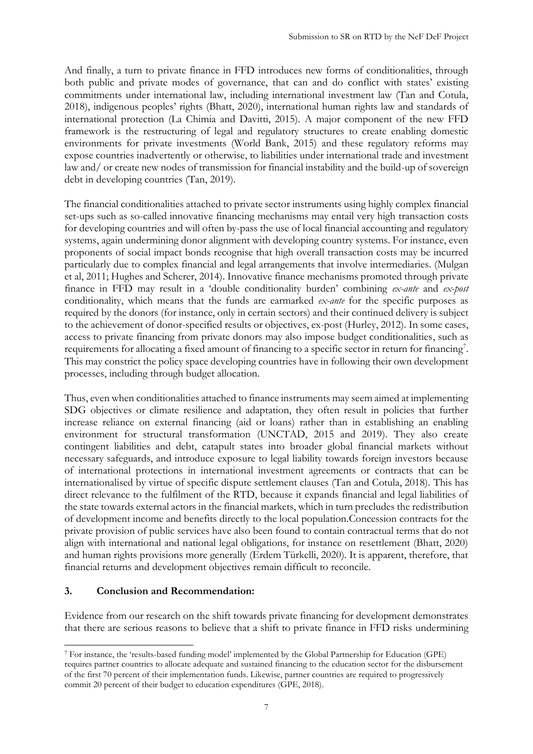And finally, a turn to private finance in FFD introduces new forms of conditionalities, through both public and private modes of governance, that can and do conflict with states' existing commitments under international law, including international investment law (Tan and Cotula, 2018), indigenous peoples' rights (Bhatt, 2020), international human rights law and standards of international protection (La Chimia and Davitti, 2015). A major component of the new FFD framework is the restructuring of legal and regulatory structures to create enabling domestic environments for private investments (World Bank, 2015) and these regulatory reforms may expose countries inadvertently or otherwise, to liabilities under international trade and investment law and/ or create new nodes of transmission for financial instability and the build-up of sovereign debt in developing countries (Tan, 2019).

The financial conditionalities attached to private sector instruments using highly complex financial set-ups such as so-called innovative financing mechanisms may entail very high transaction costs for developing countries and will often by-pass the use of local financial accounting and regulatory systems, again undermining donor alignment with developing country systems. For instance, even proponents of social impact bonds recognise that high overall transaction costs may be incurred particularly due to complex financial and legal arrangements that involve intermediaries. (Mulgan et al, 2011; Hughes and Scherer, 2014). Innovative finance mechanisms promoted through private finance in FFD may result in a 'double conditionality burden' combining *ex-ante* and *ex-post* conditionality, which means that the funds are earmarked *ex-ante* for the specific purposes as required by the donors (for instance, only in certain sectors) and their continued delivery is subject to the achievement of donor-specified results or objectives, ex-post (Hurley, 2012). In some cases, access to private financing from private donors may also impose budget conditionalities, such as requirements for allocating a fixed amount of financing to a specific sector in return for financing[7]. This may constrict the policy space developing countries have in following their own development processes, including through budget allocation.

Thus, even when conditionalities attached to finance instruments may seem aimed at implementing SDG objectives or climate resilience and adaptation, they often result in policies that further increase reliance on external financing (aid or loans) rather than in establishing an enabling environment for structural transformation (UNCTAD, 2015 and 2019). They also create contingent liabilities and debt, catapult states into broader global financial markets without necessary safeguards, and introduce exposure to legal liability towards foreign investors because of international protections in international investment agreements or contracts that can be internationalised by virtue of specific dispute settlement clauses (Tan and Cotula, 2018). This has direct relevance to the fulfilment of the RTD, because it expands financial and legal liabilities of the state towards external actors in the financial markets, which in turn precludes the redistribution of development income and benefits directly to the local population.Concession contracts for the private provision of public services have also been found to contain contractual terms that do not align with international and national legal obligations, for instance on resettlement (Bhatt, 2020) and human rights provisions more generally (Erdem Türkelli, 2020). It is apparent, therefore, that financial returns and development objectives remain difficult to reconcile.

## 3. Conclusion and Recommendation:

Evidence from our research on the shift towards private financing for development demonstrates that there are serious reasons to believe that a shift to private finance in FFD risks undermining

---

[7] For instance, the 'results-based funding model' implemented by the Global Partnership for Education (GPE) requires partner countries to allocate adequate and sustained financing to the education sector for the disbursement of the first 70 percent of their implementation funds. Likewise, partner countries are required to progressively commit 20 percent of their budget to education expenditures (GPE, 2018).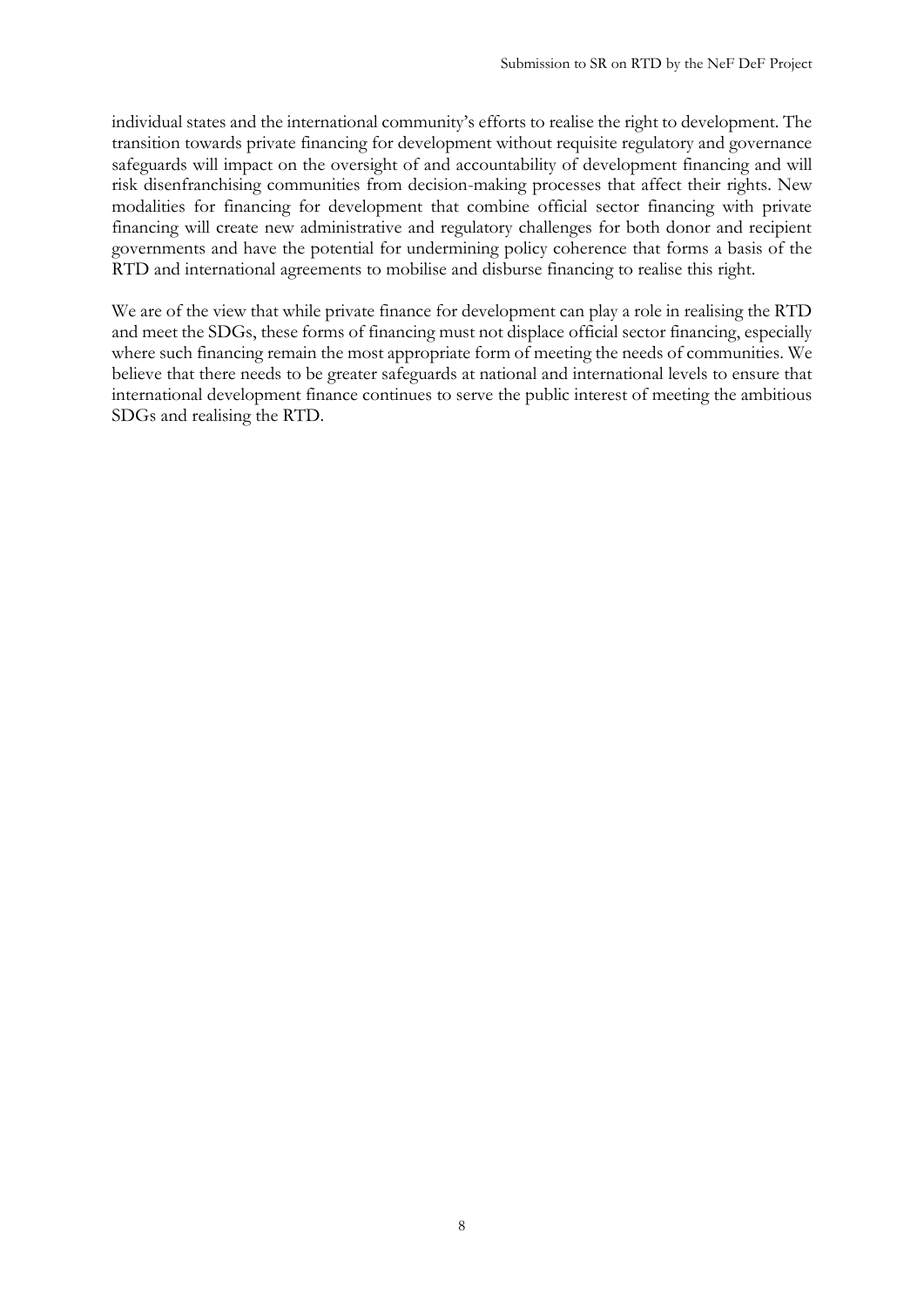individual states and the international community's efforts to realise the right to development. The transition towards private financing for development without requisite regulatory and governance safeguards will impact on the oversight of and accountability of development financing and will risk disenfranchising communities from decision-making processes that affect their rights. New modalities for financing for development that combine official sector financing with private financing will create new administrative and regulatory challenges for both donor and recipient governments and have the potential for undermining policy coherence that forms a basis of the RTD and international agreements to mobilise and disburse financing to realise this right.

We are of the view that while private finance for development can play a role in realising the RTD and meet the SDGs, these forms of financing must not displace official sector financing, especially where such financing remain the most appropriate form of meeting the needs of communities. We believe that there needs to be greater safeguards at national and international levels to ensure that international development finance continues to serve the public interest of meeting the ambitious SDGs and realising the RTD.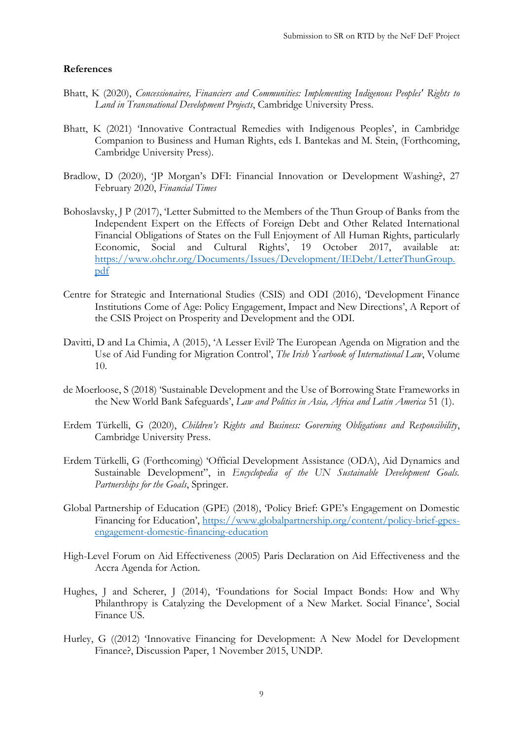**References**

Bhatt, K (2020), *Concessionaires, Financiers and Communities: Implementing Indigenous Peoples' Rights to Land in Transnational Development Projects*, Cambridge University Press.

Bhatt, K (2021) 'Innovative Contractual Remedies with Indigenous Peoples', in Cambridge Companion to Business and Human Rights, eds I. Bantekas and M. Stein, (Forthcoming, Cambridge University Press).

Bradlow, D (2020), 'JP Morgan's DFI: Financial Innovation or Development Washing?, 27 February 2020, *Financial Times*

Bohoslavsky, J P (2017), 'Letter Submitted to the Members of the Thun Group of Banks from the Independent Expert on the Effects of Foreign Debt and Other Related International Financial Obligations of States on the Full Enjoyment of All Human Rights, particularly Economic, Social and Cultural Rights', 19 October 2017, available at: https://www.ohchr.org/Documents/Issues/Development/IEDebt/LetterThunGroup.pdf

Centre for Strategic and International Studies (CSIS) and ODI (2016), 'Development Finance Institutions Come of Age: Policy Engagement, Impact and New Directions', A Report of the CSIS Project on Prosperity and Development and the ODI.

Davitti, D and La Chimia, A (2015), 'A Lesser Evil? The European Agenda on Migration and the Use of Aid Funding for Migration Control', *The Irish Yearbook of International Law*, Volume 10.

de Moerloose, S (2018) 'Sustainable Development and the Use of Borrowing State Frameworks in the New World Bank Safeguards', *Law and Politics in Asia, Africa and Latin America* 51 (1).

Erdem Türkelli, G (2020), *Children's Rights and Business: Governing Obligations and Responsibility*, Cambridge University Press.

Erdem Türkelli, G (Forthcoming) 'Official Development Assistance (ODA), Aid Dynamics and Sustainable Development'', in *Encyclopedia of the UN Sustainable Development Goals. Partnerships for the Goals*, Springer.

Global Partnership of Education (GPE) (2018), 'Policy Brief: GPE's Engagement on Domestic Financing for Education', https://www.globalpartnership.org/content/policy-brief-gpes-engagement-domestic-financing-education

High-Level Forum on Aid Effectiveness (2005) Paris Declaration on Aid Effectiveness and the Accra Agenda for Action.

Hughes, J and Scherer, J (2014), 'Foundations for Social Impact Bonds: How and Why Philanthropy is Catalyzing the Development of a New Market. Social Finance', Social Finance US.

Hurley, G ((2012) 'Innovative Financing for Development: A New Model for Development Finance?, Discussion Paper, 1 November 2015, UNDP.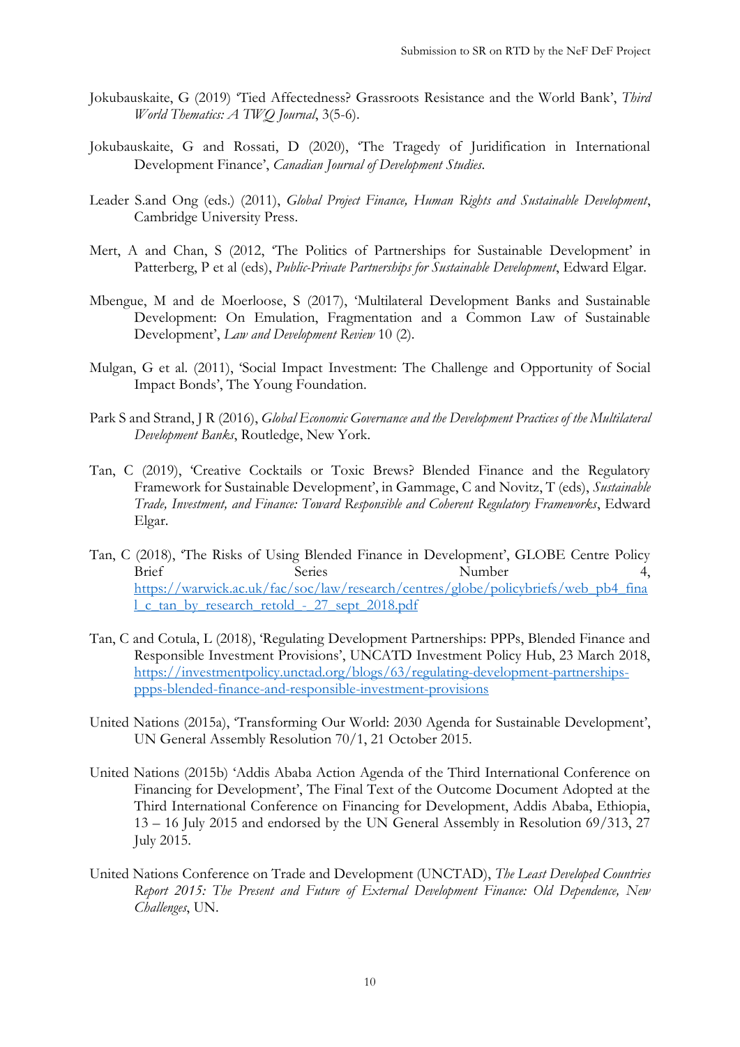Jokubauskaite, G (2019) 'Tied Affectedness? Grassroots Resistance and the World Bank', *Third World Thematics: A TWQ Journal*, 3(5-6).

Jokubauskaite, G and Rossati, D (2020), 'The Tragedy of Juridification in International Development Finance', *Canadian Journal of Development Studies*.

Leader S.and Ong (eds.) (2011), *Global Project Finance, Human Rights and Sustainable Development*, Cambridge University Press.

Mert, A and Chan, S (2012, 'The Politics of Partnerships for Sustainable Development' in Patterberg, P et al (eds), *Public-Private Partnerships for Sustainable Development*, Edward Elgar.

Mbengue, M and de Moerloose, S (2017), 'Multilateral Development Banks and Sustainable Development: On Emulation, Fragmentation and a Common Law of Sustainable Development', *Law and Development Review* 10 (2).

Mulgan, G et al. (2011), 'Social Impact Investment: The Challenge and Opportunity of Social Impact Bonds', The Young Foundation.

Park S and Strand, J R (2016), *Global Economic Governance and the Development Practices of the Multilateral Development Banks*, Routledge, New York.

Tan, C (2019), 'Creative Cocktails or Toxic Brews? Blended Finance and the Regulatory Framework for Sustainable Development', in Gammage, C and Novitz, T (eds), *Sustainable Trade, Investment, and Finance: Toward Responsible and Coherent Regulatory Frameworks*, Edward Elgar.

Tan, C (2018), 'The Risks of Using Blended Finance in Development', GLOBE Centre Policy Brief Series Number 4, https://warwick.ac.uk/fac/soc/law/research/centres/globe/policybriefs/web_pb4_final_c_tan_by_research_retold_-_27_sept_2018.pdf

Tan, C and Cotula, L (2018), 'Regulating Development Partnerships: PPPs, Blended Finance and Responsible Investment Provisions', UNCATD Investment Policy Hub, 23 March 2018, https://investmentpolicy.unctad.org/blogs/63/regulating-development-partnerships-ppps-blended-finance-and-responsible-investment-provisions

United Nations (2015a), 'Transforming Our World: 2030 Agenda for Sustainable Development', UN General Assembly Resolution 70/1, 21 October 2015.

United Nations (2015b) 'Addis Ababa Action Agenda of the Third International Conference on Financing for Development', The Final Text of the Outcome Document Adopted at the Third International Conference on Financing for Development, Addis Ababa, Ethiopia, 13 – 16 July 2015 and endorsed by the UN General Assembly in Resolution 69/313, 27 July 2015.

United Nations Conference on Trade and Development (UNCTAD), *The Least Developed Countries Report 2015: The Present and Future of External Development Finance: Old Dependence, New Challenges*, UN.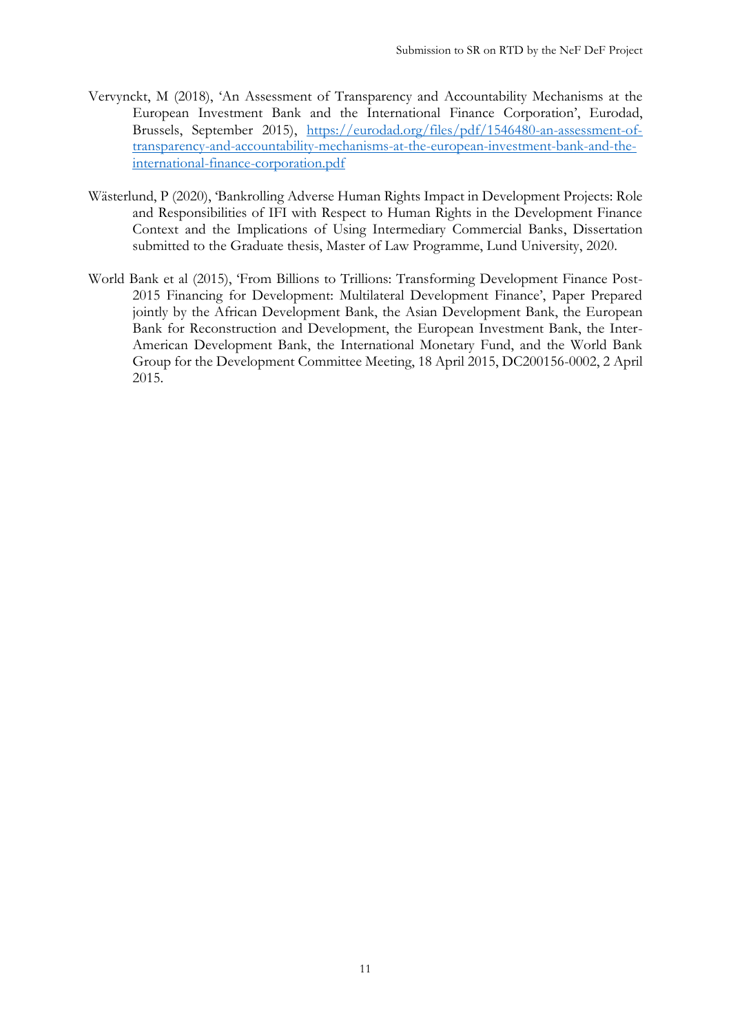Vervynckt, M (2018), 'An Assessment of Transparency and Accountability Mechanisms at the European Investment Bank and the International Finance Corporation', Eurodad, Brussels, September 2015), https://eurodad.org/files/pdf/1546480-an-assessment-of-transparency-and-accountability-mechanisms-at-the-european-investment-bank-and-the-international-finance-corporation.pdf

Wästerlund, P (2020), 'Bankrolling Adverse Human Rights Impact in Development Projects: Role and Responsibilities of IFI with Respect to Human Rights in the Development Finance Context and the Implications of Using Intermediary Commercial Banks, Dissertation submitted to the Graduate thesis, Master of Law Programme, Lund University, 2020.

World Bank et al (2015), 'From Billions to Trillions: Transforming Development Finance Post-2015 Financing for Development: Multilateral Development Finance', Paper Prepared jointly by the African Development Bank, the Asian Development Bank, the European Bank for Reconstruction and Development, the European Investment Bank, the Inter-American Development Bank, the International Monetary Fund, and the World Bank Group for the Development Committee Meeting, 18 April 2015, DC200156-0002, 2 April 2015.